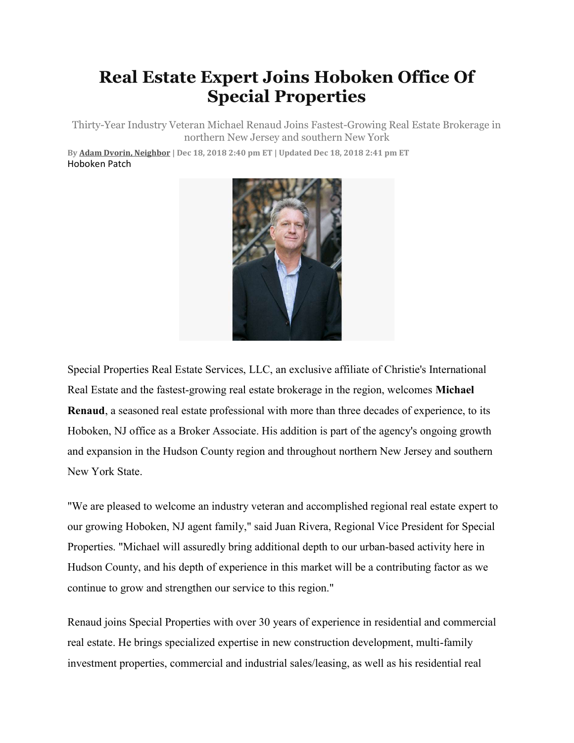# Real Estate Expert Joins Hoboken Office Of Special Properties

Thirty-Year Industry Veteran Michael Renaud Joins Fastest-Growing Real Estate Brokerage in northern New Jersey and southern New York

By **Adam Dvorin, Neighbor** | Dec 18, 2018 2:40 pm ET | Updated Dec 18, 2018 2:41 pm ET
Hoboken Patch

Special Properties Real Estate Services, LLC, an exclusive affiliate of Christie's International Real Estate and the fastest-growing real estate brokerage in the region, welcomes **Michael Renaud**, a seasoned real estate professional with more than three decades of experience, to its Hoboken, NJ office as a Broker Associate. His addition is part of the agency's ongoing growth and expansion in the Hudson County region and throughout northern New Jersey and southern New York State.

"We are pleased to welcome an industry veteran and accomplished regional real estate expert to our growing Hoboken, NJ agent family," said Juan Rivera, Regional Vice President for Special Properties. "Michael will assuredly bring additional depth to our urban-based activity here in Hudson County, and his depth of experience in this market will be a contributing factor as we continue to grow and strengthen our service to this region."

Renaud joins Special Properties with over 30 years of experience in residential and commercial real estate. He brings specialized expertise in new construction development, multi-family investment properties, commercial and industrial sales/leasing, as well as his residential real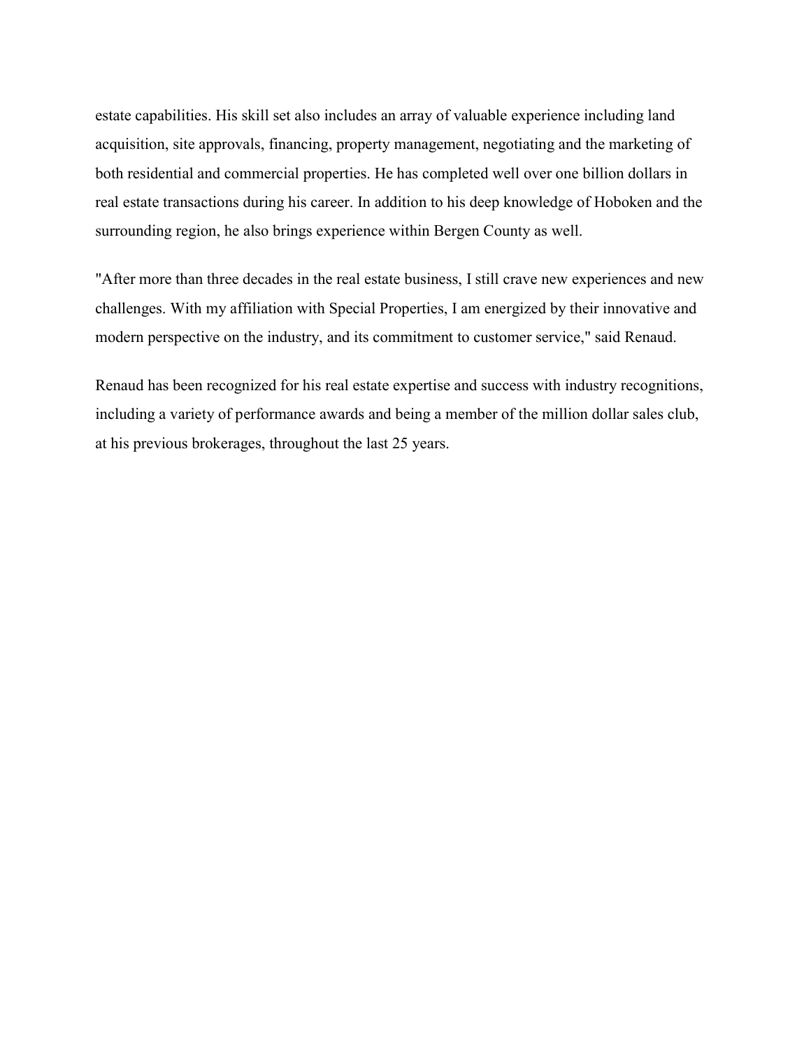estate capabilities. His skill set also includes an array of valuable experience including land acquisition, site approvals, financing, property management, negotiating and the marketing of both residential and commercial properties. He has completed well over one billion dollars in real estate transactions during his career. In addition to his deep knowledge of Hoboken and the surrounding region, he also brings experience within Bergen County as well.

"After more than three decades in the real estate business, I still crave new experiences and new challenges. With my affiliation with Special Properties, I am energized by their innovative and modern perspective on the industry, and its commitment to customer service," said Renaud.

Renaud has been recognized for his real estate expertise and success with industry recognitions, including a variety of performance awards and being a member of the million dollar sales club, at his previous brokerages, throughout the last 25 years.